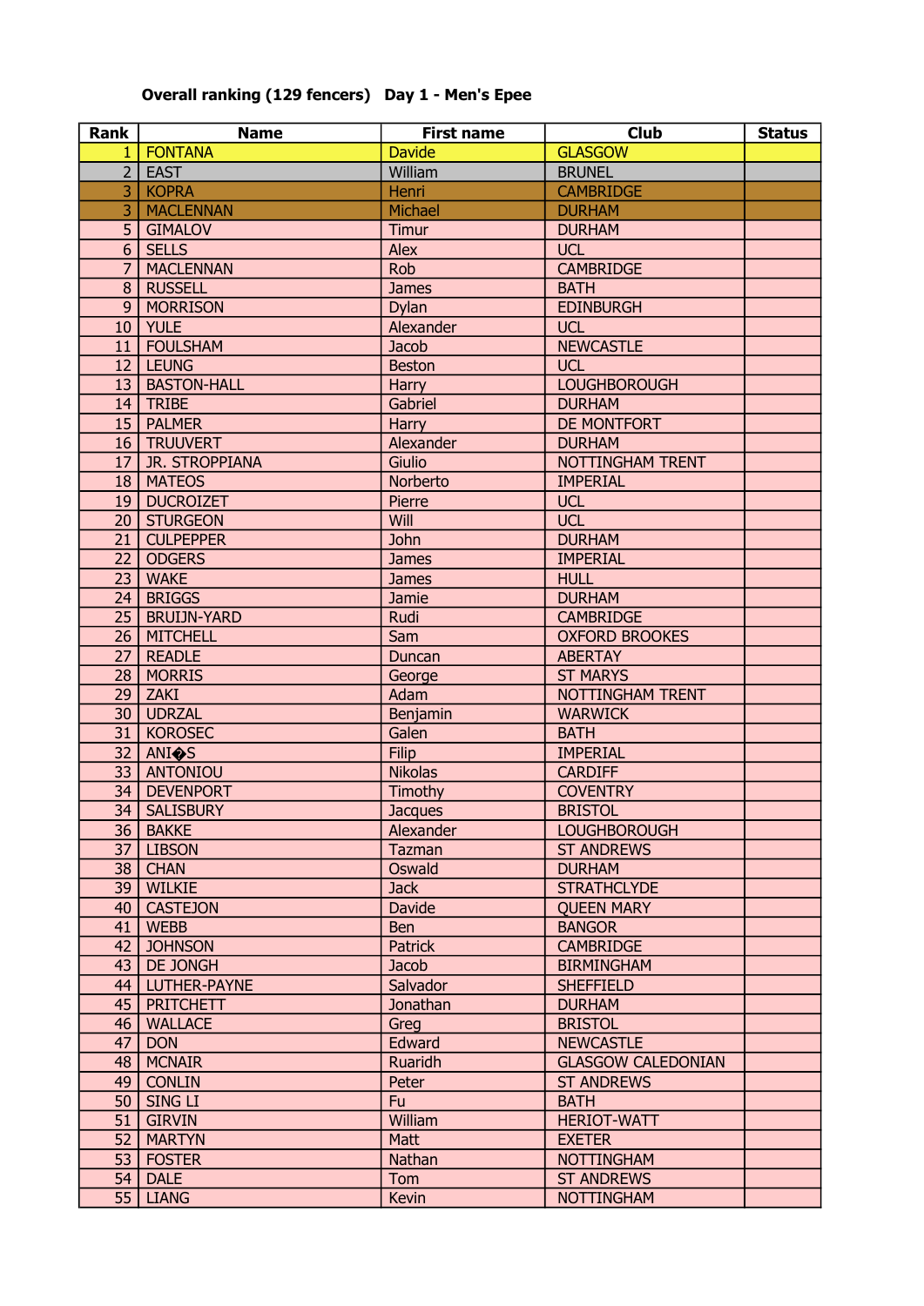**Overall ranking (129 fencers)   Day 1 - Men's Epee**

| Rank | Name | First name | Club | Status |
|---|---|---|---|---|
| 1 | FONTANA | Davide | GLASGOW | |
| 2 | EAST | William | BRUNEL | |
| 3 | KOPRA | Henri | CAMBRIDGE | |
| 3 | MACLENNAN | Michael | DURHAM | |
| 5 | GIMALOV | Timur | DURHAM | |
| 6 | SELLS | Alex | UCL | |
| 7 | MACLENNAN | Rob | CAMBRIDGE | |
| 8 | RUSSELL | James | BATH | |
| 9 | MORRISON | Dylan | EDINBURGH | |
| 10 | YULE | Alexander | UCL | |
| 11 | FOULSHAM | Jacob | NEWCASTLE | |
| 12 | LEUNG | Beston | UCL | |
| 13 | BASTON-HALL | Harry | LOUGHBOROUGH | |
| 14 | TRIBE | Gabriel | DURHAM | |
| 15 | PALMER | Harry | DE MONTFORT | |
| 16 | TRUUVERT | Alexander | DURHAM | |
| 17 | JR. STROPPIANA | Giulio | NOTTINGHAM TRENT | |
| 18 | MATEOS | Norberto | IMPERIAL | |
| 19 | DUCROIZET | Pierre | UCL | |
| 20 | STURGEON | Will | UCL | |
| 21 | CULPEPPER | John | DURHAM | |
| 22 | ODGERS | James | IMPERIAL | |
| 23 | WAKE | James | HULL | |
| 24 | BRIGGS | Jamie | DURHAM | |
| 25 | BRUIJN-YARD | Rudi | CAMBRIDGE | |
| 26 | MITCHELL | Sam | OXFORD BROOKES | |
| 27 | READLE | Duncan | ABERTAY | |
| 28 | MORRIS | George | ST MARYS | |
| 29 | ZAKI | Adam | NOTTINGHAM TRENT | |
| 30 | UDRZAL | Benjamin | WARWICK | |
| 31 | KOROSEC | Galen | BATH | |
| 32 | ANI�S | Filip | IMPERIAL | |
| 33 | ANTONIOU | Nikolas | CARDIFF | |
| 34 | DEVENPORT | Timothy | COVENTRY | |
| 34 | SALISBURY | Jacques | BRISTOL | |
| 36 | BAKKE | Alexander | LOUGHBOROUGH | |
| 37 | LIBSON | Tazman | ST ANDREWS | |
| 38 | CHAN | Oswald | DURHAM | |
| 39 | WILKIE | Jack | STRATHCLYDE | |
| 40 | CASTEJON | Davide | QUEEN MARY | |
| 41 | WEBB | Ben | BANGOR | |
| 42 | JOHNSON | Patrick | CAMBRIDGE | |
| 43 | DE JONGH | Jacob | BIRMINGHAM | |
| 44 | LUTHER-PAYNE | Salvador | SHEFFIELD | |
| 45 | PRITCHETT | Jonathan | DURHAM | |
| 46 | WALLACE | Greg | BRISTOL | |
| 47 | DON | Edward | NEWCASTLE | |
| 48 | MCNAIR | Ruaridh | GLASGOW CALEDONIAN | |
| 49 | CONLIN | Peter | ST ANDREWS | |
| 50 | SING LI | Fu | BATH | |
| 51 | GIRVIN | William | HERIOT-WATT | |
| 52 | MARTYN | Matt | EXETER | |
| 53 | FOSTER | Nathan | NOTTINGHAM | |
| 54 | DALE | Tom | ST ANDREWS | |
| 55 | LIANG | Kevin | NOTTINGHAM | |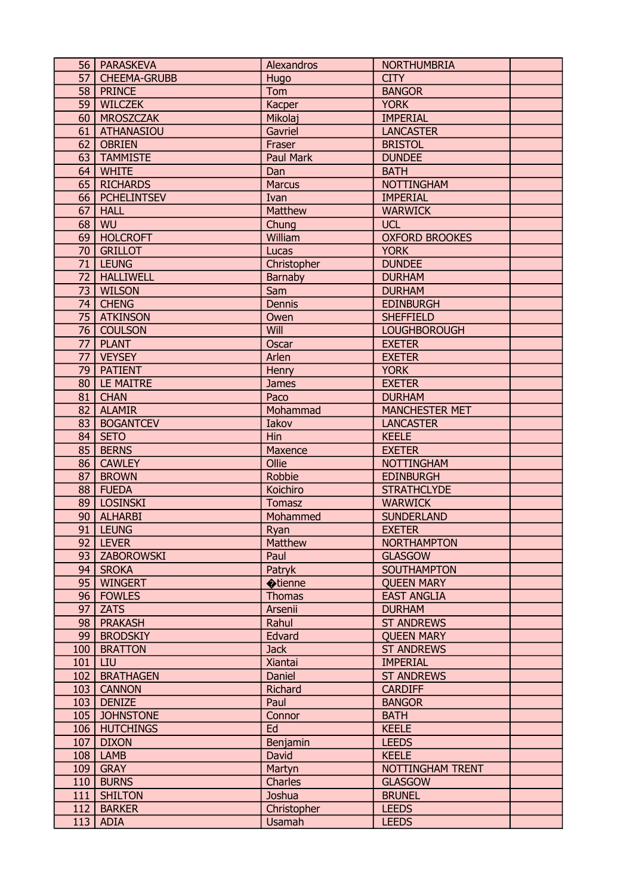| 56 | PARASKEVA | Alexandros | NORTHUMBRIA | |
|---|---|---|---|---|
| 57 | CHEEMA-GRUBB | Hugo | CITY | |
| 58 | PRINCE | Tom | BANGOR | |
| 59 | WILCZEK | Kacper | YORK | |
| 60 | MROSZCZAK | Mikolaj | IMPERIAL | |
| 61 | ATHANASIOU | Gavriel | LANCASTER | |
| 62 | OBRIEN | Fraser | BRISTOL | |
| 63 | TAMMISTE | Paul Mark | DUNDEE | |
| 64 | WHITE | Dan | BATH | |
| 65 | RICHARDS | Marcus | NOTTINGHAM | |
| 66 | PCHELINTSEV | Ivan | IMPERIAL | |
| 67 | HALL | Matthew | WARWICK | |
| 68 | WU | Chung | UCL | |
| 69 | HOLCROFT | William | OXFORD BROOKES | |
| 70 | GRILLOT | Lucas | YORK | |
| 71 | LEUNG | Christopher | DUNDEE | |
| 72 | HALLIWELL | Barnaby | DURHAM | |
| 73 | WILSON | Sam | DURHAM | |
| 74 | CHENG | Dennis | EDINBURGH | |
| 75 | ATKINSON | Owen | SHEFFIELD | |
| 76 | COULSON | Will | LOUGHBOROUGH | |
| 77 | PLANT | Oscar | EXETER | |
| 77 | VEYSEY | Arlen | EXETER | |
| 79 | PATIENT | Henry | YORK | |
| 80 | LE MAITRE | James | EXETER | |
| 81 | CHAN | Paco | DURHAM | |
| 82 | ALAMIR | Mohammad | MANCHESTER MET | |
| 83 | BOGANTCEV | Iakov | LANCASTER | |
| 84 | SETO | Hin | KEELE | |
| 85 | BERNS | Maxence | EXETER | |
| 86 | CAWLEY | Ollie | NOTTINGHAM | |
| 87 | BROWN | Robbie | EDINBURGH | |
| 88 | FUEDA | Koichiro | STRATHCLYDE | |
| 89 | LOSINSKI | Tomasz | WARWICK | |
| 90 | ALHARBI | Mohammed | SUNDERLAND | |
| 91 | LEUNG | Ryan | EXETER | |
| 92 | LEVER | Matthew | NORTHAMPTON | |
| 93 | ZABOROWSKI | Paul | GLASGOW | |
| 94 | SROKA | Patryk | SOUTHAMPTON | |
| 95 | WINGERT | �tienne | QUEEN MARY | |
| 96 | FOWLES | Thomas | EAST ANGLIA | |
| 97 | ZATS | Arsenii | DURHAM | |
| 98 | PRAKASH | Rahul | ST ANDREWS | |
| 99 | BRODSKIY | Edvard | QUEEN MARY | |
| 100 | BRATTON | Jack | ST ANDREWS | |
| 101 | LIU | Xiantai | IMPERIAL | |
| 102 | BRATHAGEN | Daniel | ST ANDREWS | |
| 103 | CANNON | Richard | CARDIFF | |
| 103 | DENIZE | Paul | BANGOR | |
| 105 | JOHNSTONE | Connor | BATH | |
| 106 | HUTCHINGS | Ed | KEELE | |
| 107 | DIXON | Benjamin | LEEDS | |
| 108 | LAMB | David | KEELE | |
| 109 | GRAY | Martyn | NOTTINGHAM TRENT | |
| 110 | BURNS | Charles | GLASGOW | |
| 111 | SHILTON | Joshua | BRUNEL | |
| 112 | BARKER | Christopher | LEEDS | |
| 113 | ADIA | Usamah | LEEDS | |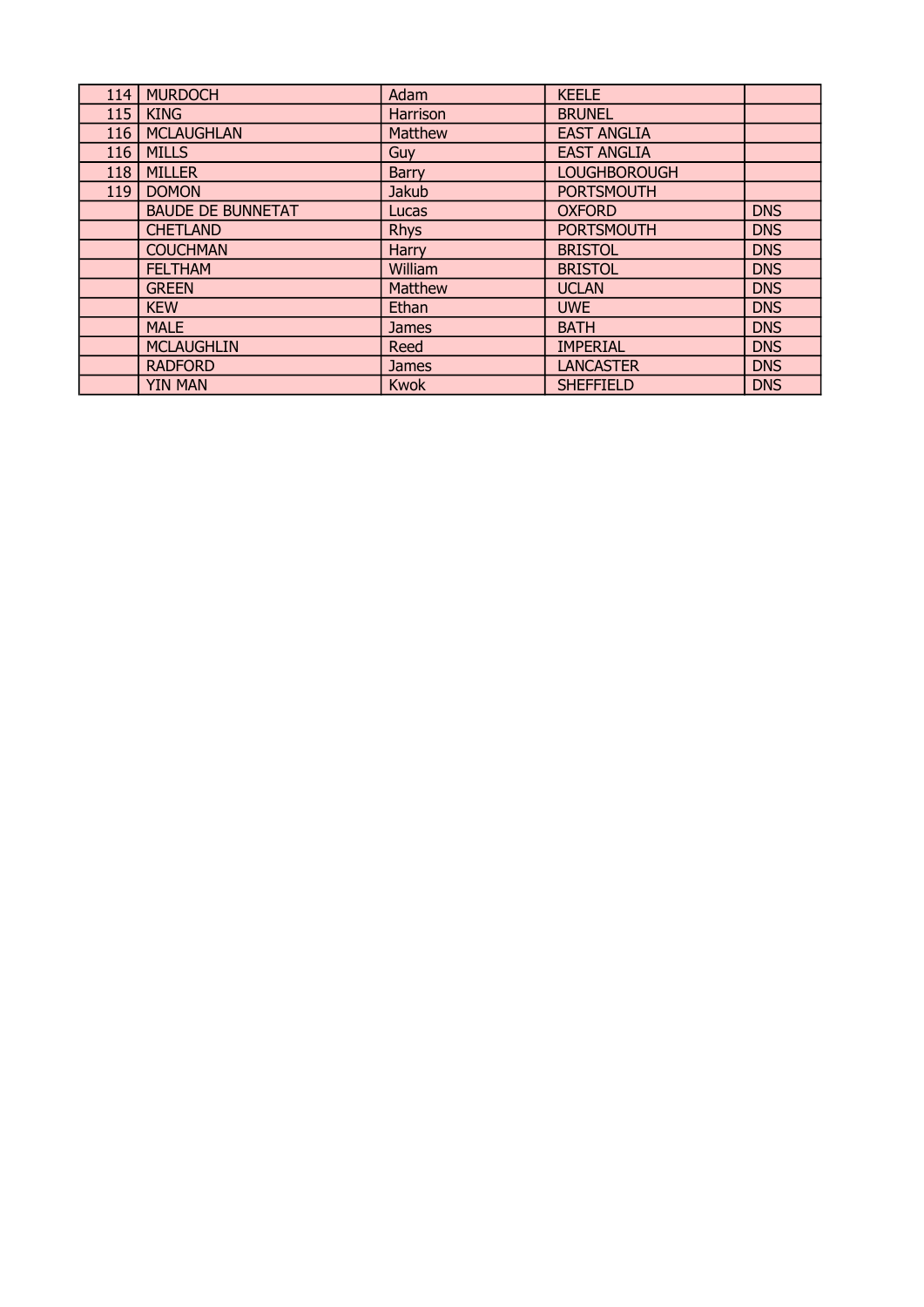| | | | | |
|---|---|---|---|---|
| 114 | MURDOCH | Adam | KEELE | |
| 115 | KING | Harrison | BRUNEL | |
| 116 | MCLAUGHLAN | Matthew | EAST ANGLIA | |
| 116 | MILLS | Guy | EAST ANGLIA | |
| 118 | MILLER | Barry | LOUGHBOROUGH | |
| 119 | DOMON | Jakub | PORTSMOUTH | |
| | BAUDE DE BUNNETAT | Lucas | OXFORD | DNS |
| | CHETLAND | Rhys | PORTSMOUTH | DNS |
| | COUCHMAN | Harry | BRISTOL | DNS |
| | FELTHAM | William | BRISTOL | DNS |
| | GREEN | Matthew | UCLAN | DNS |
| | KEW | Ethan | UWE | DNS |
| | MALE | James | BATH | DNS |
| | MCLAUGHLIN | Reed | IMPERIAL | DNS |
| | RADFORD | James | LANCASTER | DNS |
| | YIN MAN | Kwok | SHEFFIELD | DNS |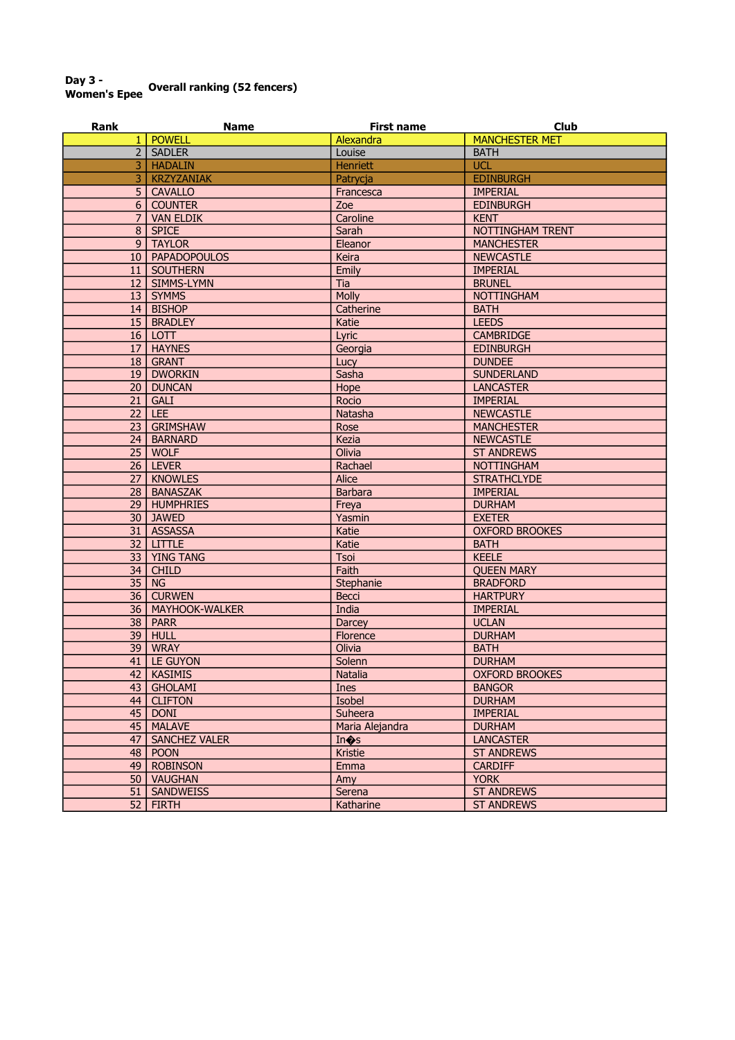**Day 3 - Women's Epee** **Overall ranking (52 fencers)**

| Rank | Name | First name | Club |
|---|---|---|---|
| 1 | POWELL | Alexandra | MANCHESTER MET |
| 2 | SADLER | Louise | BATH |
| 3 | HADALIN | Henriett | UCL |
| 3 | KRZYZANIAK | Patrycja | EDINBURGH |
| 5 | CAVALLO | Francesca | IMPERIAL |
| 6 | COUNTER | Zoe | EDINBURGH |
| 7 | VAN ELDIK | Caroline | KENT |
| 8 | SPICE | Sarah | NOTTINGHAM TRENT |
| 9 | TAYLOR | Eleanor | MANCHESTER |
| 10 | PAPADOPOULOS | Keira | NEWCASTLE |
| 11 | SOUTHERN | Emily | IMPERIAL |
| 12 | SIMMS-LYMN | Tia | BRUNEL |
| 13 | SYMMS | Molly | NOTTINGHAM |
| 14 | BISHOP | Catherine | BATH |
| 15 | BRADLEY | Katie | LEEDS |
| 16 | LOTT | Lyric | CAMBRIDGE |
| 17 | HAYNES | Georgia | EDINBURGH |
| 18 | GRANT | Lucy | DUNDEE |
| 19 | DWORKIN | Sasha | SUNDERLAND |
| 20 | DUNCAN | Hope | LANCASTER |
| 21 | GALI | Rocio | IMPERIAL |
| 22 | LEE | Natasha | NEWCASTLE |
| 23 | GRIMSHAW | Rose | MANCHESTER |
| 24 | BARNARD | Kezia | NEWCASTLE |
| 25 | WOLF | Olivia | ST ANDREWS |
| 26 | LEVER | Rachael | NOTTINGHAM |
| 27 | KNOWLES | Alice | STRATHCLYDE |
| 28 | BANASZAK | Barbara | IMPERIAL |
| 29 | HUMPHRIES | Freya | DURHAM |
| 30 | JAWED | Yasmin | EXETER |
| 31 | ASSASSA | Katie | OXFORD BROOKES |
| 32 | LITTLE | Katie | BATH |
| 33 | YING TANG | Tsoi | KEELE |
| 34 | CHILD | Faith | QUEEN MARY |
| 35 | NG | Stephanie | BRADFORD |
| 36 | CURWEN | Becci | HARTPURY |
| 36 | MAYHOOK-WALKER | India | IMPERIAL |
| 38 | PARR | Darcey | UCLAN |
| 39 | HULL | Florence | DURHAM |
| 39 | WRAY | Olivia | BATH |
| 41 | LE GUYON | Solenn | DURHAM |
| 42 | KASIMIS | Natalia | OXFORD BROOKES |
| 43 | GHOLAMI | Ines | BANGOR |
| 44 | CLIFTON | Isobel | DURHAM |
| 45 | DONI | Suheera | IMPERIAL |
| 45 | MALAVE | Maria Alejandra | DURHAM |
| 47 | SANCHEZ VALER | In�s | LANCASTER |
| 48 | POON | Kristie | ST ANDREWS |
| 49 | ROBINSON | Emma | CARDIFF |
| 50 | VAUGHAN | Amy | YORK |
| 51 | SANDWEISS | Serena | ST ANDREWS |
| 52 | FIRTH | Katharine | ST ANDREWS |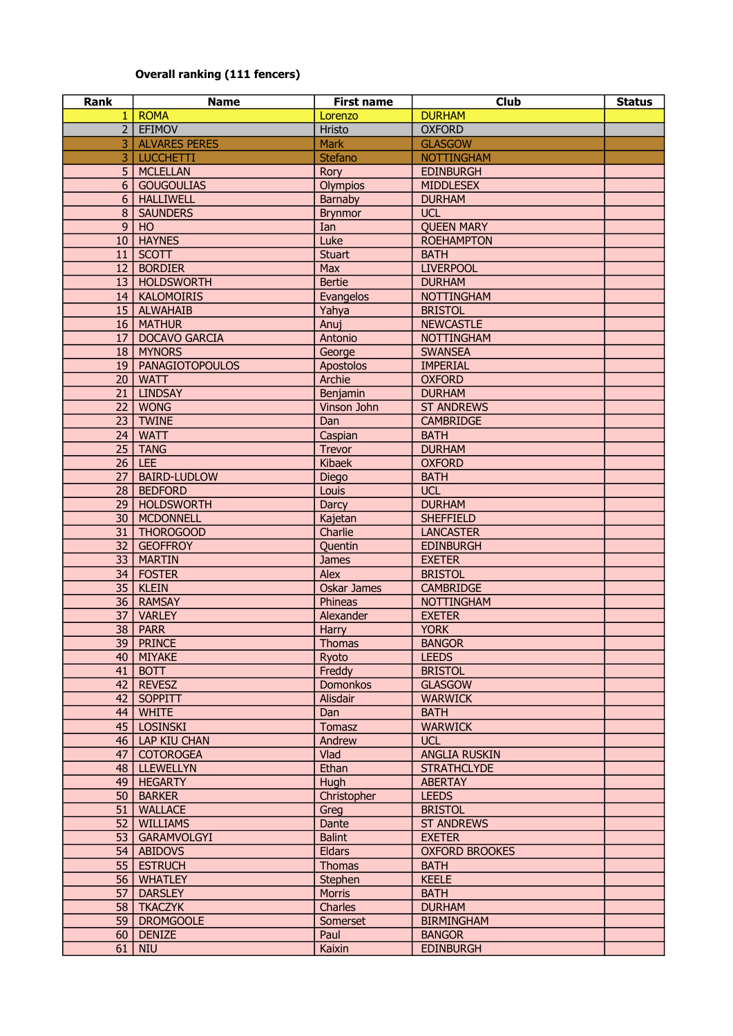**Overall ranking (111 fencers)**

| Rank | Name | First name | Club | Status |
|---|---|---|---|---|
| 1 | ROMA | Lorenzo | DURHAM | |
| 2 | EFIMOV | Hristo | OXFORD | |
| 3 | ALVARES PERES | Mark | GLASGOW | |
| 3 | LUCCHETTI | Stefano | NOTTINGHAM | |
| 5 | MCLELLAN | Rory | EDINBURGH | |
| 6 | GOUGOULIAS | Olympios | MIDDLESEX | |
| 6 | HALLIWELL | Barnaby | DURHAM | |
| 8 | SAUNDERS | Brynmor | UCL | |
| 9 | HO | Ian | QUEEN MARY | |
| 10 | HAYNES | Luke | ROEHAMPTON | |
| 11 | SCOTT | Stuart | BATH | |
| 12 | BORDIER | Max | LIVERPOOL | |
| 13 | HOLDSWORTH | Bertie | DURHAM | |
| 14 | KALOMOIRIS | Evangelos | NOTTINGHAM | |
| 15 | ALWAHAIB | Yahya | BRISTOL | |
| 16 | MATHUR | Anuj | NEWCASTLE | |
| 17 | DOCAVO GARCIA | Antonio | NOTTINGHAM | |
| 18 | MYNORS | George | SWANSEA | |
| 19 | PANAGIOTOPOULOS | Apostolos | IMPERIAL | |
| 20 | WATT | Archie | OXFORD | |
| 21 | LINDSAY | Benjamin | DURHAM | |
| 22 | WONG | Vinson John | ST ANDREWS | |
| 23 | TWINE | Dan | CAMBRIDGE | |
| 24 | WATT | Caspian | BATH | |
| 25 | TANG | Trevor | DURHAM | |
| 26 | LEE | Kibaek | OXFORD | |
| 27 | BAIRD-LUDLOW | Diego | BATH | |
| 28 | BEDFORD | Louis | UCL | |
| 29 | HOLDSWORTH | Darcy | DURHAM | |
| 30 | MCDONNELL | Kajetan | SHEFFIELD | |
| 31 | THOROGOOD | Charlie | LANCASTER | |
| 32 | GEOFFROY | Quentin | EDINBURGH | |
| 33 | MARTIN | James | EXETER | |
| 34 | FOSTER | Alex | BRISTOL | |
| 35 | KLEIN | Oskar James | CAMBRIDGE | |
| 36 | RAMSAY | Phineas | NOTTINGHAM | |
| 37 | VARLEY | Alexander | EXETER | |
| 38 | PARR | Harry | YORK | |
| 39 | PRINCE | Thomas | BANGOR | |
| 40 | MIYAKE | Ryoto | LEEDS | |
| 41 | BOTT | Freddy | BRISTOL | |
| 42 | REVESZ | Domonkos | GLASGOW | |
| 42 | SOPPITT | Alisdair | WARWICK | |
| 44 | WHITE | Dan | BATH | |
| 45 | LOSINSKI | Tomasz | WARWICK | |
| 46 | LAP KIU CHAN | Andrew | UCL | |
| 47 | COTOROGEA | Vlad | ANGLIA RUSKIN | |
| 48 | LLEWELLYN | Ethan | STRATHCLYDE | |
| 49 | HEGARTY | Hugh | ABERTAY | |
| 50 | BARKER | Christopher | LEEDS | |
| 51 | WALLACE | Greg | BRISTOL | |
| 52 | WILLIAMS | Dante | ST ANDREWS | |
| 53 | GARAMVOLGYI | Balint | EXETER | |
| 54 | ABIDOVS | Eldars | OXFORD BROOKES | |
| 55 | ESTRUCH | Thomas | BATH | |
| 56 | WHATLEY | Stephen | KEELE | |
| 57 | DARSLEY | Morris | BATH | |
| 58 | TKACZYK | Charles | DURHAM | |
| 59 | DROMGOOLE | Somerset | BIRMINGHAM | |
| 60 | DENIZE | Paul | BANGOR | |
| 61 | NIU | Kaixin | EDINBURGH | |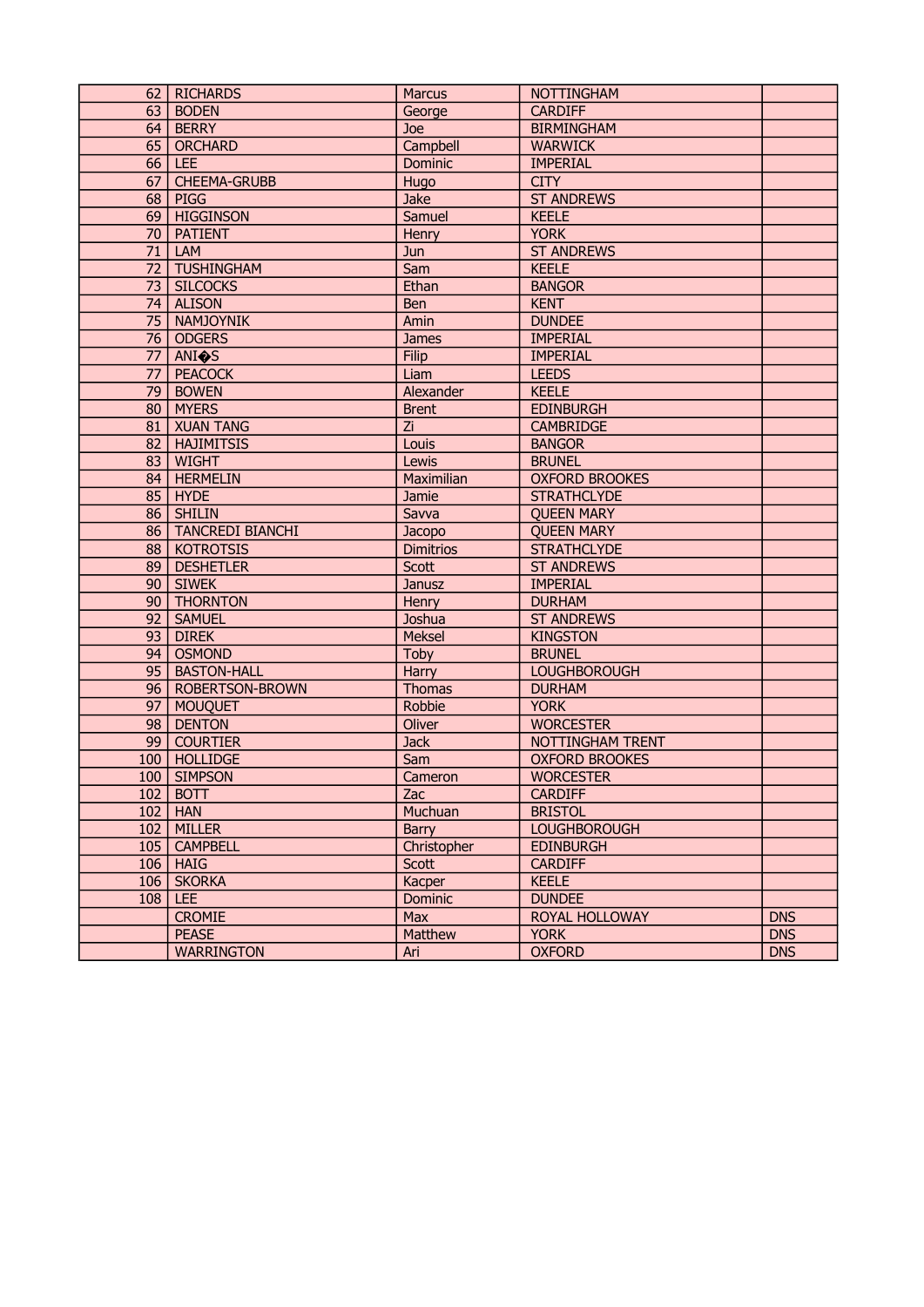| | | | | |
|---|---|---|---|---|
| 62 | RICHARDS | Marcus | NOTTINGHAM | |
| 63 | BODEN | George | CARDIFF | |
| 64 | BERRY | Joe | BIRMINGHAM | |
| 65 | ORCHARD | Campbell | WARWICK | |
| 66 | LEE | Dominic | IMPERIAL | |
| 67 | CHEEMA-GRUBB | Hugo | CITY | |
| 68 | PIGG | Jake | ST ANDREWS | |
| 69 | HIGGINSON | Samuel | KEELE | |
| 70 | PATIENT | Henry | YORK | |
| 71 | LAM | Jun | ST ANDREWS | |
| 72 | TUSHINGHAM | Sam | KEELE | |
| 73 | SILCOCKS | Ethan | BANGOR | |
| 74 | ALISON | Ben | KENT | |
| 75 | NAMJOYNIK | Amin | DUNDEE | |
| 76 | ODGERS | James | IMPERIAL | |
| 77 | ANI�S | Filip | IMPERIAL | |
| 77 | PEACOCK | Liam | LEEDS | |
| 79 | BOWEN | Alexander | KEELE | |
| 80 | MYERS | Brent | EDINBURGH | |
| 81 | XUAN TANG | Zi | CAMBRIDGE | |
| 82 | HAJIMITSIS | Louis | BANGOR | |
| 83 | WIGHT | Lewis | BRUNEL | |
| 84 | HERMELIN | Maximilian | OXFORD BROOKES | |
| 85 | HYDE | Jamie | STRATHCLYDE | |
| 86 | SHILIN | Savva | QUEEN MARY | |
| 86 | TANCREDI BIANCHI | Jacopo | QUEEN MARY | |
| 88 | KOTROTSIS | Dimitrios | STRATHCLYDE | |
| 89 | DESHETLER | Scott | ST ANDREWS | |
| 90 | SIWEK | Janusz | IMPERIAL | |
| 90 | THORNTON | Henry | DURHAM | |
| 92 | SAMUEL | Joshua | ST ANDREWS | |
| 93 | DIREK | Meksel | KINGSTON | |
| 94 | OSMOND | Toby | BRUNEL | |
| 95 | BASTON-HALL | Harry | LOUGHBOROUGH | |
| 96 | ROBERTSON-BROWN | Thomas | DURHAM | |
| 97 | MOUQUET | Robbie | YORK | |
| 98 | DENTON | Oliver | WORCESTER | |
| 99 | COURTIER | Jack | NOTTINGHAM TRENT | |
| 100 | HOLLIDGE | Sam | OXFORD BROOKES | |
| 100 | SIMPSON | Cameron | WORCESTER | |
| 102 | BOTT | Zac | CARDIFF | |
| 102 | HAN | Muchuan | BRISTOL | |
| 102 | MILLER | Barry | LOUGHBOROUGH | |
| 105 | CAMPBELL | Christopher | EDINBURGH | |
| 106 | HAIG | Scott | CARDIFF | |
| 106 | SKORKA | Kacper | KEELE | |
| 108 | LEE | Dominic | DUNDEE | |
| | CROMIE | Max | ROYAL HOLLOWAY | DNS |
| | PEASE | Matthew | YORK | DNS |
| | WARRINGTON | Ari | OXFORD | DNS |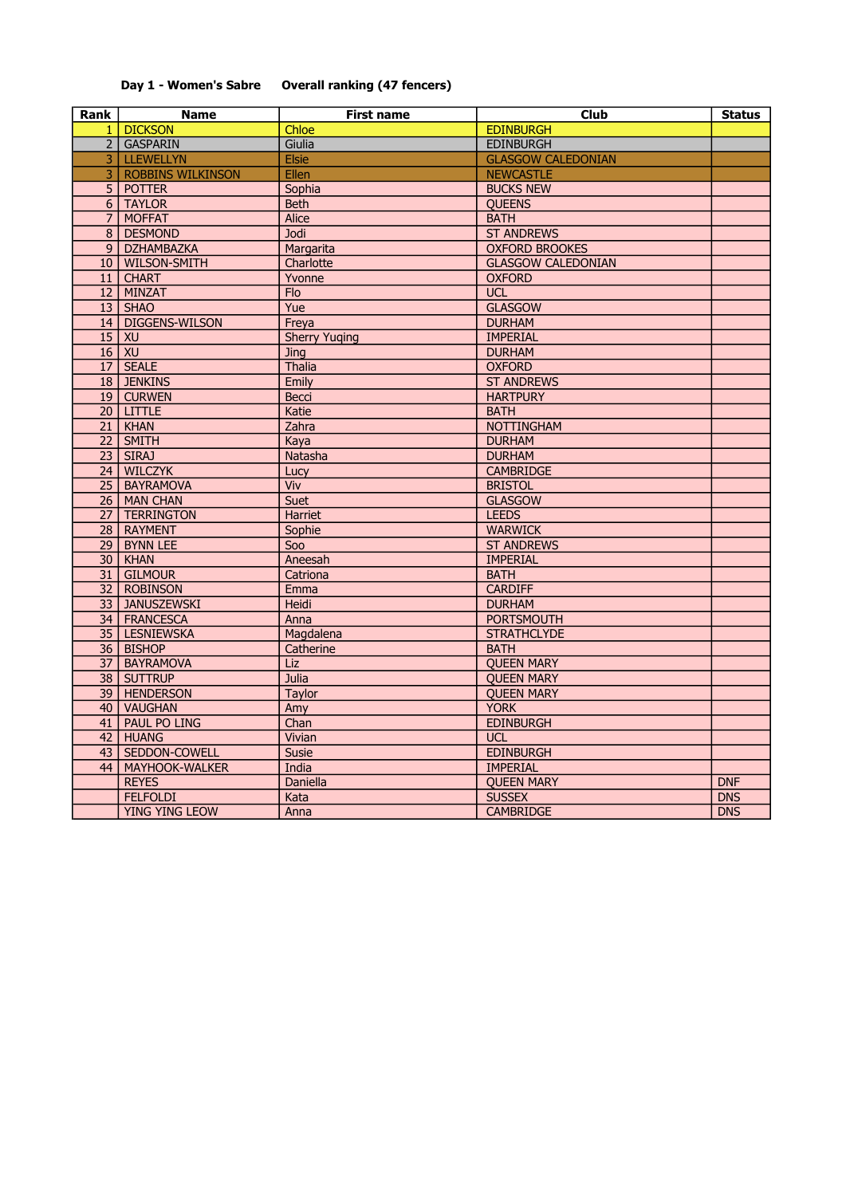**Day 1 - Women's Sabre**    **Overall ranking (47 fencers)**

| Rank | Name | First name | Club | Status |
|---|---|---|---|---|
| 1 | DICKSON | Chloe | EDINBURGH | |
| 2 | GASPARIN | Giulia | EDINBURGH | |
| 3 | LLEWELLYN | Elsie | GLASGOW CALEDONIAN | |
| 3 | ROBBINS WILKINSON | Ellen | NEWCASTLE | |
| 5 | POTTER | Sophia | BUCKS NEW | |
| 6 | TAYLOR | Beth | QUEENS | |
| 7 | MOFFAT | Alice | BATH | |
| 8 | DESMOND | Jodi | ST ANDREWS | |
| 9 | DZHAMBAZKA | Margarita | OXFORD BROOKES | |
| 10 | WILSON-SMITH | Charlotte | GLASGOW CALEDONIAN | |
| 11 | CHART | Yvonne | OXFORD | |
| 12 | MINZAT | Flo | UCL | |
| 13 | SHAO | Yue | GLASGOW | |
| 14 | DIGGENS-WILSON | Freya | DURHAM | |
| 15 | XU | Sherry Yuqing | IMPERIAL | |
| 16 | XU | Jing | DURHAM | |
| 17 | SEALE | Thalia | OXFORD | |
| 18 | JENKINS | Emily | ST ANDREWS | |
| 19 | CURWEN | Becci | HARTPURY | |
| 20 | LITTLE | Katie | BATH | |
| 21 | KHAN | Zahra | NOTTINGHAM | |
| 22 | SMITH | Kaya | DURHAM | |
| 23 | SIRAJ | Natasha | DURHAM | |
| 24 | WILCZYK | Lucy | CAMBRIDGE | |
| 25 | BAYRAMOVA | Viv | BRISTOL | |
| 26 | MAN CHAN | Suet | GLASGOW | |
| 27 | TERRINGTON | Harriet | LEEDS | |
| 28 | RAYMENT | Sophie | WARWICK | |
| 29 | BYNN LEE | Soo | ST ANDREWS | |
| 30 | KHAN | Aneesah | IMPERIAL | |
| 31 | GILMOUR | Catriona | BATH | |
| 32 | ROBINSON | Emma | CARDIFF | |
| 33 | JANUSZEWSKI | Heidi | DURHAM | |
| 34 | FRANCESCA | Anna | PORTSMOUTH | |
| 35 | LESNIEWSKA | Magdalena | STRATHCLYDE | |
| 36 | BISHOP | Catherine | BATH | |
| 37 | BAYRAMOVA | Liz | QUEEN MARY | |
| 38 | SUTTRUP | Julia | QUEEN MARY | |
| 39 | HENDERSON | Taylor | QUEEN MARY | |
| 40 | VAUGHAN | Amy | YORK | |
| 41 | PAUL PO LING | Chan | EDINBURGH | |
| 42 | HUANG | Vivian | UCL | |
| 43 | SEDDON-COWELL | Susie | EDINBURGH | |
| 44 | MAYHOOK-WALKER | India | IMPERIAL | |
| | REYES | Daniella | QUEEN MARY | DNF |
| | FELFOLDI | Kata | SUSSEX | DNS |
| | YING YING LEOW | Anna | CAMBRIDGE | DNS |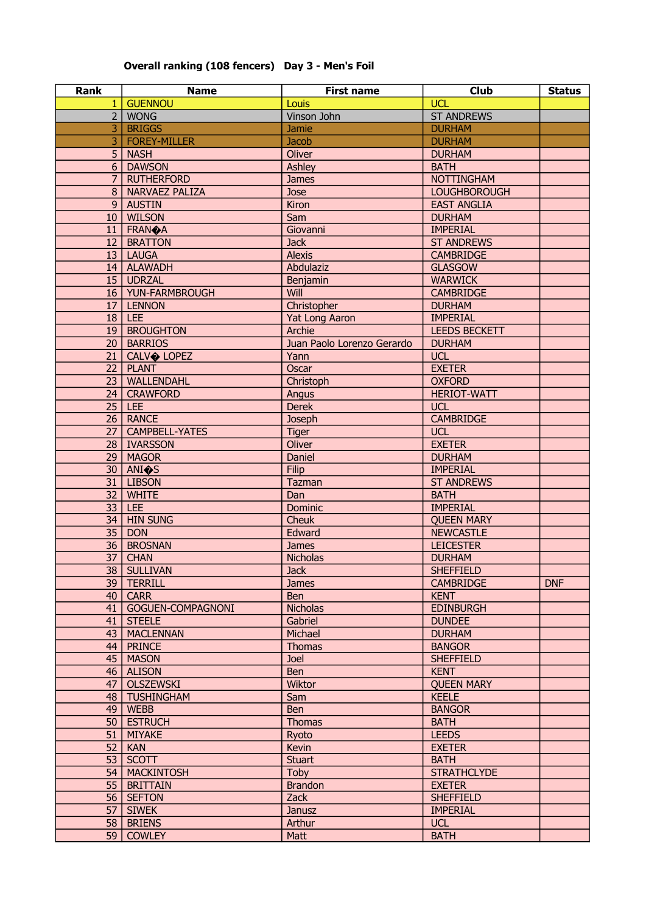**Overall ranking (108 fencers)   Day 3 - Men's Foil**

| Rank | Name | First name | Club | Status |
|---|---|---|---|---|
| 1 | GUENNOU | Louis | UCL | |
| 2 | WONG | Vinson John | ST ANDREWS | |
| 3 | BRIGGS | Jamie | DURHAM | |
| 3 | FOREY-MILLER | Jacob | DURHAM | |
| 5 | NASH | Oliver | DURHAM | |
| 6 | DAWSON | Ashley | BATH | |
| 7 | RUTHERFORD | James | NOTTINGHAM | |
| 8 | NARVAEZ PALIZA | Jose | LOUGHBOROUGH | |
| 9 | AUSTIN | Kiron | EAST ANGLIA | |
| 10 | WILSON | Sam | DURHAM | |
| 11 | FRAN�A | Giovanni | IMPERIAL | |
| 12 | BRATTON | Jack | ST ANDREWS | |
| 13 | LAUGA | Alexis | CAMBRIDGE | |
| 14 | ALAWADH | Abdulaziz | GLASGOW | |
| 15 | UDRZAL | Benjamin | WARWICK | |
| 16 | YUN-FARMBROUGH | Will | CAMBRIDGE | |
| 17 | LENNON | Christopher | DURHAM | |
| 18 | LEE | Yat Long Aaron | IMPERIAL | |
| 19 | BROUGHTON | Archie | LEEDS BECKETT | |
| 20 | BARRIOS | Juan Paolo Lorenzo Gerardo | DURHAM | |
| 21 | CALV� LOPEZ | Yann | UCL | |
| 22 | PLANT | Oscar | EXETER | |
| 23 | WALLENDAHL | Christoph | OXFORD | |
| 24 | CRAWFORD | Angus | HERIOT-WATT | |
| 25 | LEE | Derek | UCL | |
| 26 | RANCE | Joseph | CAMBRIDGE | |
| 27 | CAMPBELL-YATES | Tiger | UCL | |
| 28 | IVARSSON | Oliver | EXETER | |
| 29 | MAGOR | Daniel | DURHAM | |
| 30 | ANI�S | Filip | IMPERIAL | |
| 31 | LIBSON | Tazman | ST ANDREWS | |
| 32 | WHITE | Dan | BATH | |
| 33 | LEE | Dominic | IMPERIAL | |
| 34 | HIN SUNG | Cheuk | QUEEN MARY | |
| 35 | DON | Edward | NEWCASTLE | |
| 36 | BROSNAN | James | LEICESTER | |
| 37 | CHAN | Nicholas | DURHAM | |
| 38 | SULLIVAN | Jack | SHEFFIELD | |
| 39 | TERRILL | James | CAMBRIDGE | DNF |
| 40 | CARR | Ben | KENT | |
| 41 | GOGUEN-COMPAGNONI | Nicholas | EDINBURGH | |
| 41 | STEELE | Gabriel | DUNDEE | |
| 43 | MACLENNAN | Michael | DURHAM | |
| 44 | PRINCE | Thomas | BANGOR | |
| 45 | MASON | Joel | SHEFFIELD | |
| 46 | ALISON | Ben | KENT | |
| 47 | OLSZEWSKI | Wiktor | QUEEN MARY | |
| 48 | TUSHINGHAM | Sam | KEELE | |
| 49 | WEBB | Ben | BANGOR | |
| 50 | ESTRUCH | Thomas | BATH | |
| 51 | MIYAKE | Ryoto | LEEDS | |
| 52 | KAN | Kevin | EXETER | |
| 53 | SCOTT | Stuart | BATH | |
| 54 | MACKINTOSH | Toby | STRATHCLYDE | |
| 55 | BRITTAIN | Brandon | EXETER | |
| 56 | SEFTON | Zack | SHEFFIELD | |
| 57 | SIWEK | Janusz | IMPERIAL | |
| 58 | BRIENS | Arthur | UCL | |
| 59 | COWLEY | Matt | BATH | |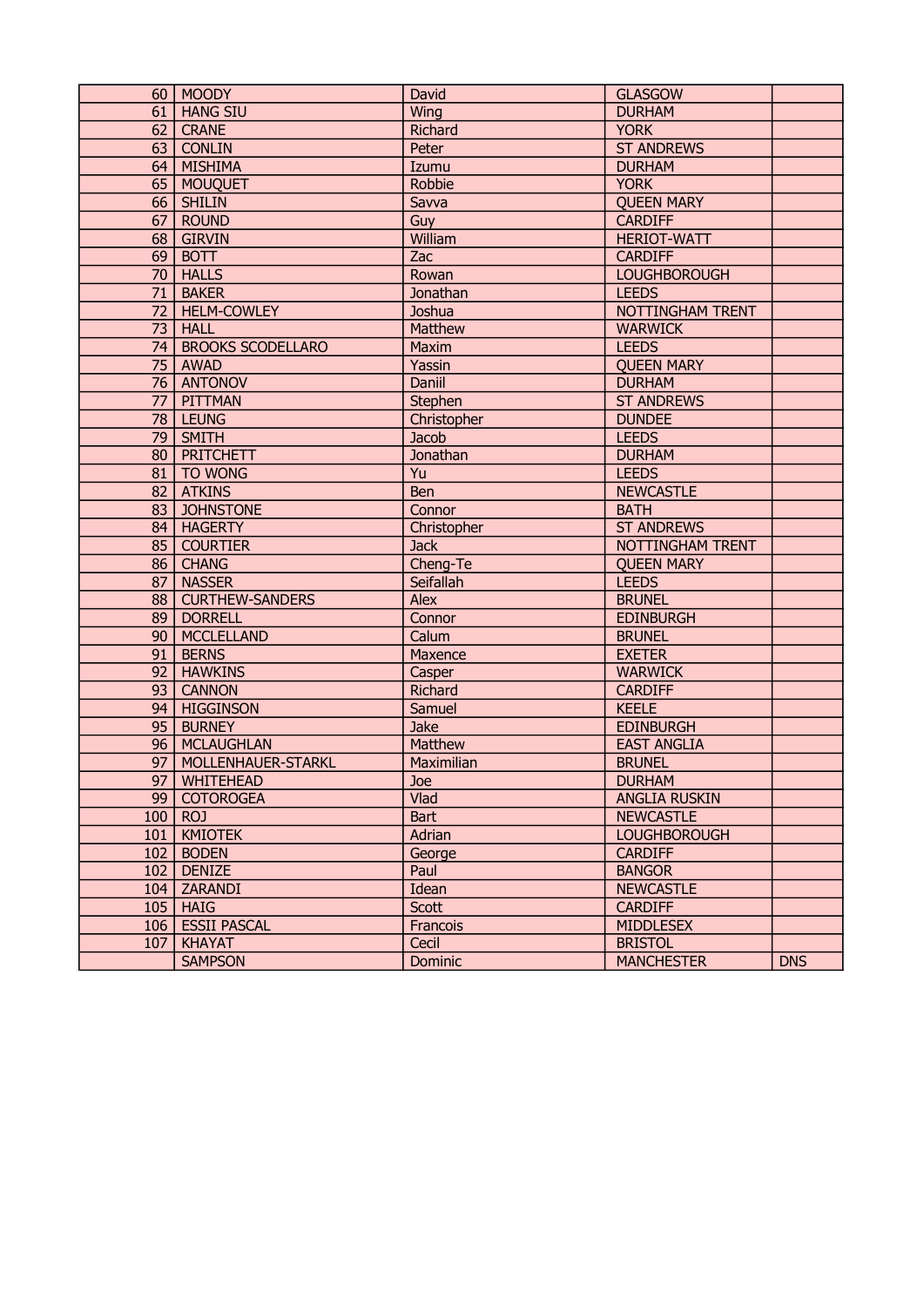| | | | | |
|---|---|---|---|---|
| 60 | MOODY | David | GLASGOW | |
| 61 | HANG SIU | Wing | DURHAM | |
| 62 | CRANE | Richard | YORK | |
| 63 | CONLIN | Peter | ST ANDREWS | |
| 64 | MISHIMA | Izumu | DURHAM | |
| 65 | MOUQUET | Robbie | YORK | |
| 66 | SHILIN | Savva | QUEEN MARY | |
| 67 | ROUND | Guy | CARDIFF | |
| 68 | GIRVIN | William | HERIOT-WATT | |
| 69 | BOTT | Zac | CARDIFF | |
| 70 | HALLS | Rowan | LOUGHBOROUGH | |
| 71 | BAKER | Jonathan | LEEDS | |
| 72 | HELM-COWLEY | Joshua | NOTTINGHAM TRENT | |
| 73 | HALL | Matthew | WARWICK | |
| 74 | BROOKS SCODELLARO | Maxim | LEEDS | |
| 75 | AWAD | Yassin | QUEEN MARY | |
| 76 | ANTONOV | Daniil | DURHAM | |
| 77 | PITTMAN | Stephen | ST ANDREWS | |
| 78 | LEUNG | Christopher | DUNDEE | |
| 79 | SMITH | Jacob | LEEDS | |
| 80 | PRITCHETT | Jonathan | DURHAM | |
| 81 | TO WONG | Yu | LEEDS | |
| 82 | ATKINS | Ben | NEWCASTLE | |
| 83 | JOHNSTONE | Connor | BATH | |
| 84 | HAGERTY | Christopher | ST ANDREWS | |
| 85 | COURTIER | Jack | NOTTINGHAM TRENT | |
| 86 | CHANG | Cheng-Te | QUEEN MARY | |
| 87 | NASSER | Seifallah | LEEDS | |
| 88 | CURTHEW-SANDERS | Alex | BRUNEL | |
| 89 | DORRELL | Connor | EDINBURGH | |
| 90 | MCCLELLAND | Calum | BRUNEL | |
| 91 | BERNS | Maxence | EXETER | |
| 92 | HAWKINS | Casper | WARWICK | |
| 93 | CANNON | Richard | CARDIFF | |
| 94 | HIGGINSON | Samuel | KEELE | |
| 95 | BURNEY | Jake | EDINBURGH | |
| 96 | MCLAUGHLAN | Matthew | EAST ANGLIA | |
| 97 | MOLLENHAUER-STARKL | Maximilian | BRUNEL | |
| 97 | WHITEHEAD | Joe | DURHAM | |
| 99 | COTOROGEA | Vlad | ANGLIA RUSKIN | |
| 100 | ROJ | Bart | NEWCASTLE | |
| 101 | KMIOTEK | Adrian | LOUGHBOROUGH | |
| 102 | BODEN | George | CARDIFF | |
| 102 | DENIZE | Paul | BANGOR | |
| 104 | ZARANDI | Idean | NEWCASTLE | |
| 105 | HAIG | Scott | CARDIFF | |
| 106 | ESSII PASCAL | Francois | MIDDLESEX | |
| 107 | KHAYAT | Cecil | BRISTOL | |
| | SAMPSON | Dominic | MANCHESTER | DNS |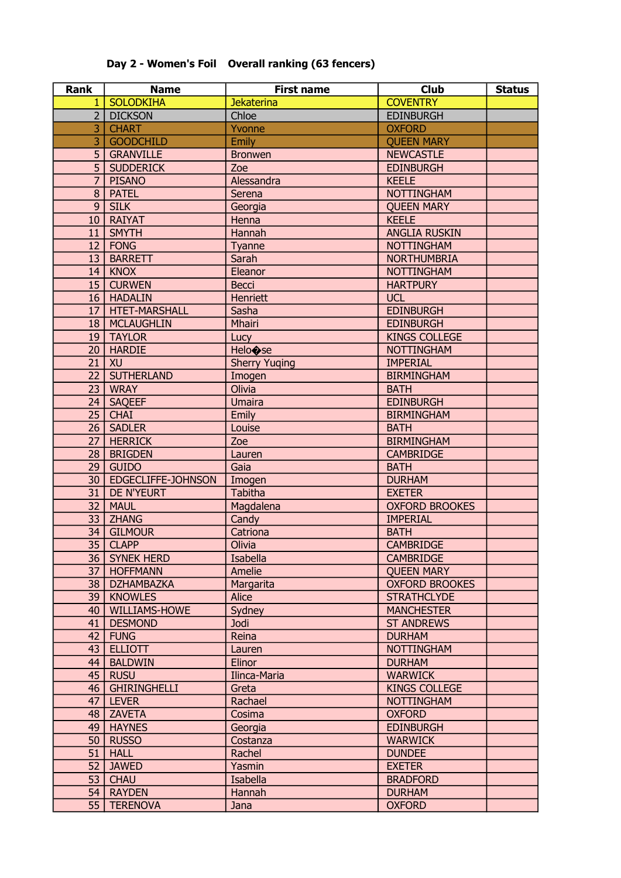**Day 2 - Women's Foil    Overall ranking (63 fencers)**

| Rank | Name | First name | Club | Status |
|---|---|---|---|---|
| 1 | SOLODKIHA | Jekaterina | COVENTRY | |
| 2 | DICKSON | Chloe | EDINBURGH | |
| 3 | CHART | Yvonne | OXFORD | |
| 3 | GOODCHILD | Emily | QUEEN MARY | |
| 5 | GRANVILLE | Bronwen | NEWCASTLE | |
| 5 | SUDDERICK | Zoe | EDINBURGH | |
| 7 | PISANO | Alessandra | KEELE | |
| 8 | PATEL | Serena | NOTTINGHAM | |
| 9 | SILK | Georgia | QUEEN MARY | |
| 10 | RAIYAT | Henna | KEELE | |
| 11 | SMYTH | Hannah | ANGLIA RUSKIN | |
| 12 | FONG | Tyanne | NOTTINGHAM | |
| 13 | BARRETT | Sarah | NORTHUMBRIA | |
| 14 | KNOX | Eleanor | NOTTINGHAM | |
| 15 | CURWEN | Becci | HARTPURY | |
| 16 | HADALIN | Henriett | UCL | |
| 17 | HTET-MARSHALL | Sasha | EDINBURGH | |
| 18 | MCLAUGHLIN | Mhairi | EDINBURGH | |
| 19 | TAYLOR | Lucy | KINGS COLLEGE | |
| 20 | HARDIE | Helo�se | NOTTINGHAM | |
| 21 | XU | Sherry Yuqing | IMPERIAL | |
| 22 | SUTHERLAND | Imogen | BIRMINGHAM | |
| 23 | WRAY | Olivia | BATH | |
| 24 | SAQEEF | Umaira | EDINBURGH | |
| 25 | CHAI | Emily | BIRMINGHAM | |
| 26 | SADLER | Louise | BATH | |
| 27 | HERRICK | Zoe | BIRMINGHAM | |
| 28 | BRIGDEN | Lauren | CAMBRIDGE | |
| 29 | GUIDO | Gaia | BATH | |
| 30 | EDGECLIFFE-JOHNSON | Imogen | DURHAM | |
| 31 | DE N'YEURT | Tabitha | EXETER | |
| 32 | MAUL | Magdalena | OXFORD BROOKES | |
| 33 | ZHANG | Candy | IMPERIAL | |
| 34 | GILMOUR | Catriona | BATH | |
| 35 | CLAPP | Olivia | CAMBRIDGE | |
| 36 | SYNEK HERD | Isabella | CAMBRIDGE | |
| 37 | HOFFMANN | Amelie | QUEEN MARY | |
| 38 | DZHAMBAZKA | Margarita | OXFORD BROOKES | |
| 39 | KNOWLES | Alice | STRATHCLYDE | |
| 40 | WILLIAMS-HOWE | Sydney | MANCHESTER | |
| 41 | DESMOND | Jodi | ST ANDREWS | |
| 42 | FUNG | Reina | DURHAM | |
| 43 | ELLIOTT | Lauren | NOTTINGHAM | |
| 44 | BALDWIN | Elinor | DURHAM | |
| 45 | RUSU | Ilinca-Maria | WARWICK | |
| 46 | GHIRINGHELLI | Greta | KINGS COLLEGE | |
| 47 | LEVER | Rachael | NOTTINGHAM | |
| 48 | ZAVETA | Cosima | OXFORD | |
| 49 | HAYNES | Georgia | EDINBURGH | |
| 50 | RUSSO | Costanza | WARWICK | |
| 51 | HALL | Rachel | DUNDEE | |
| 52 | JAWED | Yasmin | EXETER | |
| 53 | CHAU | Isabella | BRADFORD | |
| 54 | RAYDEN | Hannah | DURHAM | |
| 55 | TERENOVA | Jana | OXFORD | |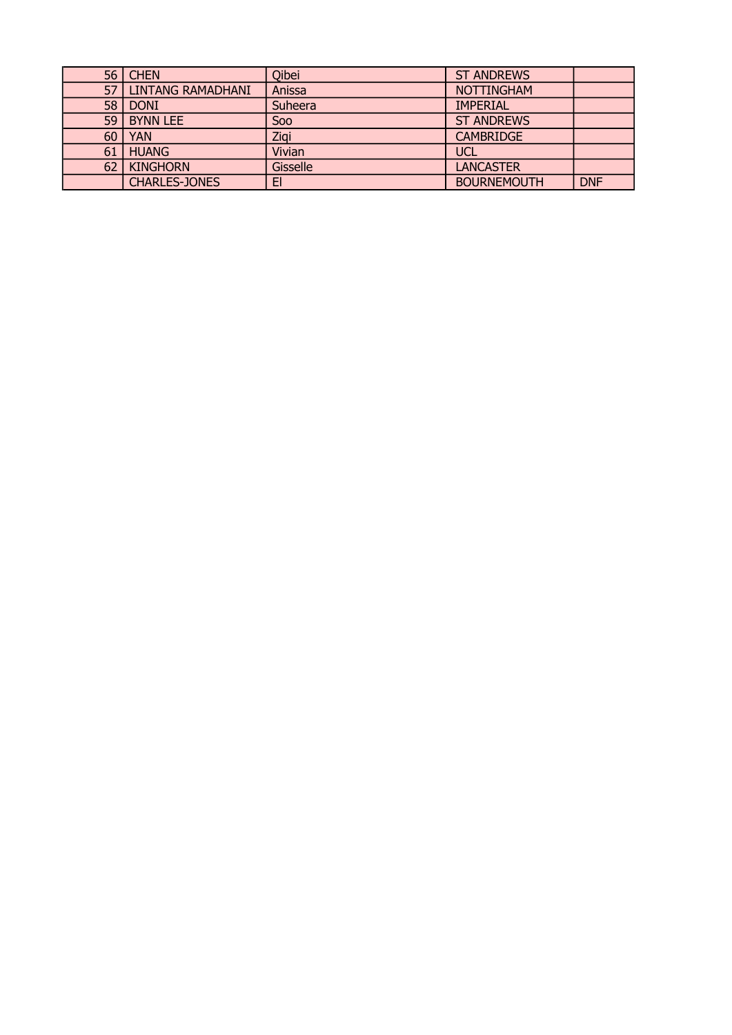| | | | | |
|---|---|---|---|---|
| 56 | CHEN | Qibei | ST ANDREWS | |
| 57 | LINTANG RAMADHANI | Anissa | NOTTINGHAM | |
| 58 | DONI | Suheera | IMPERIAL | |
| 59 | BYNN LEE | Soo | ST ANDREWS | |
| 60 | YAN | Ziqi | CAMBRIDGE | |
| 61 | HUANG | Vivian | UCL | |
| 62 | KINGHORN | Gisselle | LANCASTER | |
| | CHARLES-JONES | El | BOURNEMOUTH | DNF |